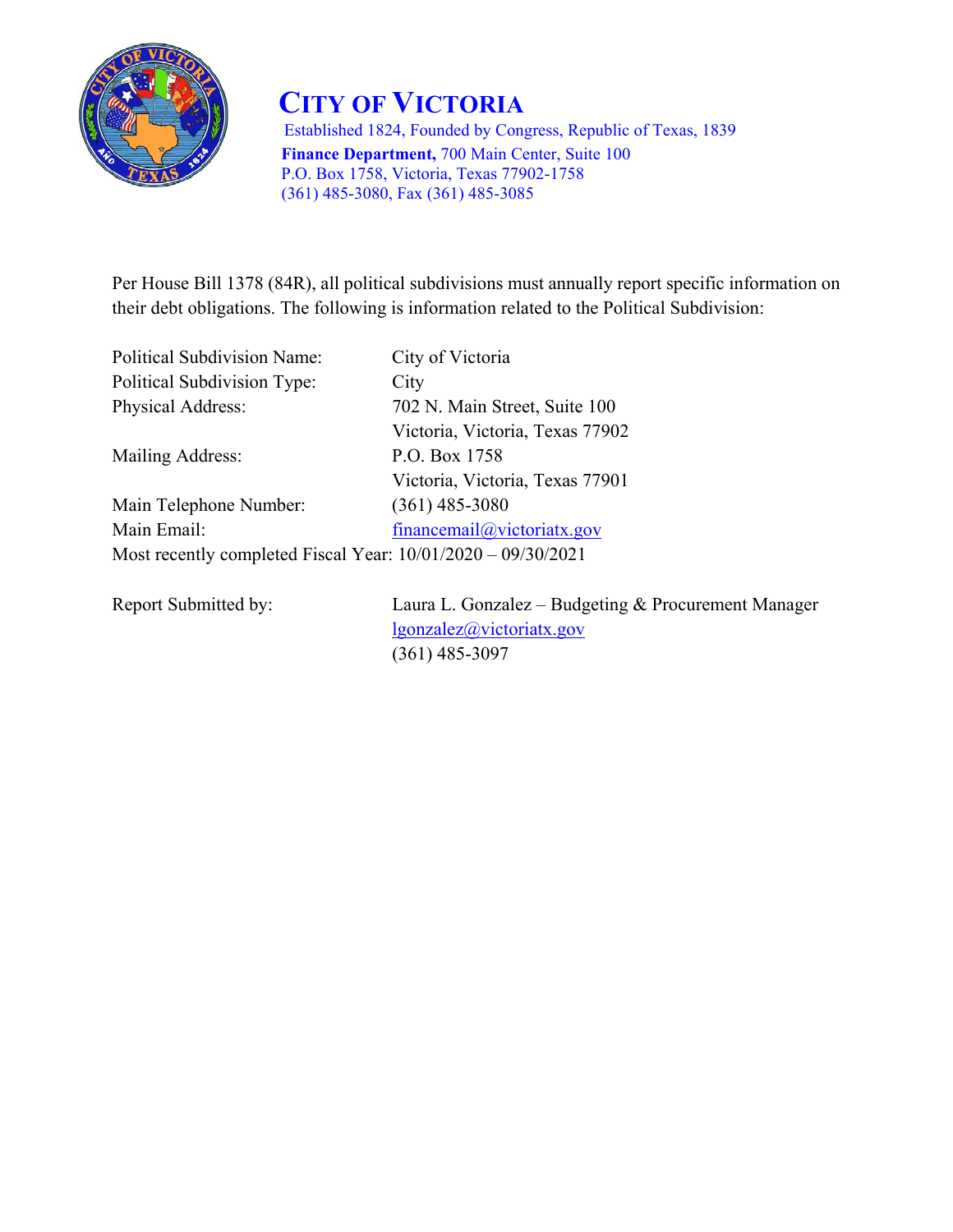# CITY OF VICTORIA

Established 1824, Founded by Congress, Republic of Texas, 1839
**Finance Department,** 700 Main Center, Suite 100
P.O. Box 1758, Victoria, Texas 77902-1758
(361) 485-3080, Fax (361) 485-3085

Per House Bill 1378 (84R), all political subdivisions must annually report specific information on their debt obligations. The following is information related to the Political Subdivision:

| | |
|---|---|
| Political Subdivision Name: | City of Victoria |
| Political Subdivision Type: | City |
| Physical Address: | 702 N. Main Street, Suite 100<br>Victoria, Victoria, Texas 77902 |
| Mailing Address: | P.O. Box 1758<br>Victoria, Victoria, Texas 77901 |
| Main Telephone Number: | (361) 485-3080 |
| Main Email: | financemail@victoriatx.gov |

Most recently completed Fiscal Year: 10/01/2020 – 09/30/2021

| | |
|---|---|
| Report Submitted by: | Laura L. Gonzalez – Budgeting & Procurement Manager<br>lgonzalez@victoriatx.gov<br>(361) 485-3097 |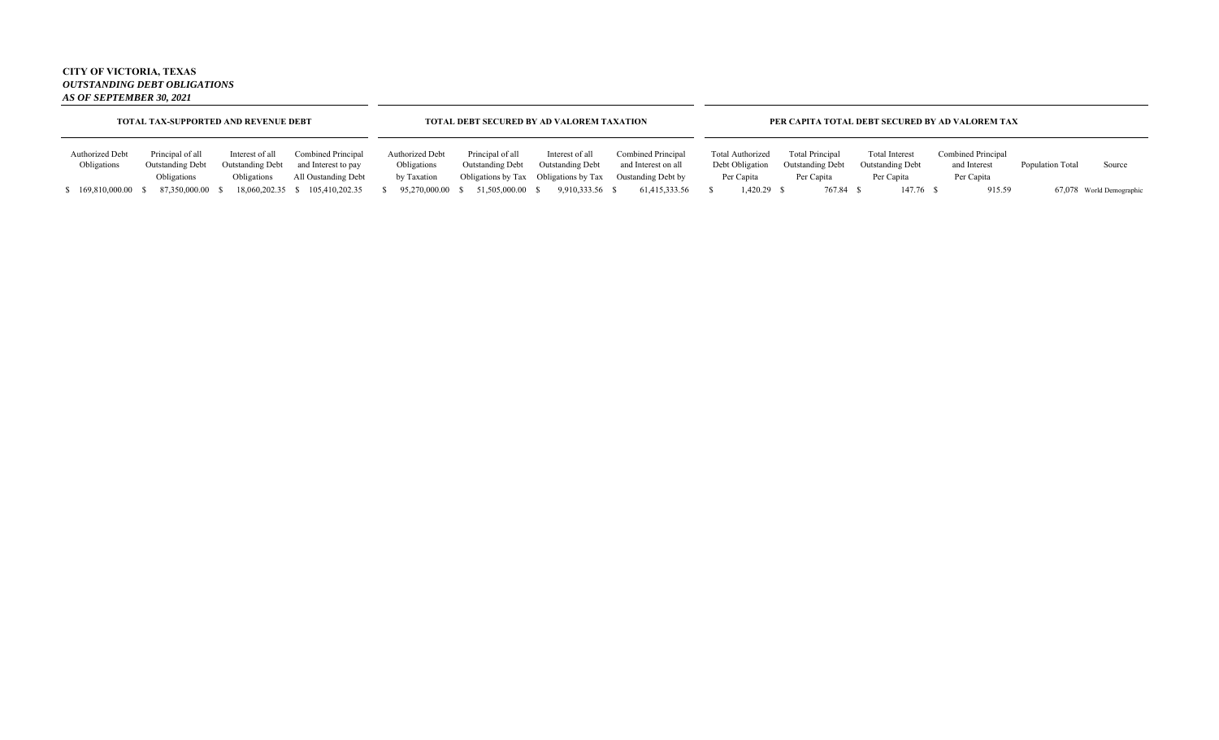**CITY OF VICTORIA, TEXAS**
***OUTSTANDING DEBT OBLIGATIONS***
***AS OF SEPTEMBER 30, 2021***

| **TOTAL TAX-SUPPORTED AND REVENUE DEBT** | | | | **TOTAL DEBT SECURED BY AD VALOREM TAXATION** | | | | **PER CAPITA TOTAL DEBT SECURED BY AD VALOREM TAX** | | | | | |
|---|---|---|---|---|---|---|---|---|---|---|---|---|---|
| Authorized Debt Obligations | Principal of all Outstanding Debt Obligations | Interest of all Outstanding Debt Obligations | Combined Principal and Interest to pay All Oustanding Debt | Authorized Debt Obligations by Taxation | Principal of all Outstanding Debt Obligations by Tax | Interest of all Outstanding Debt Obligations by Tax | Combined Principal and Interest on all Oustanding Debt by | Total Authorized Debt Obligation Per Capita | Total Principal Outstanding Debt Per Capita | Total Interest Outstanding Debt Per Capita | Combined Principal and Interest Per Capita | Population Total | Source |
| $ 169,810,000.00 | $ 87,350,000.00 | $ 18,060,202.35 | $ 105,410,202.35 | $ 95,270,000.00 | $ 51,505,000.00 | $ 9,910,333.56 | $ 61,415,333.56 | $ 1,420.29 | $ 767.84 | $ 147.76 | $ 915.59 | 67,078 | World Demographic |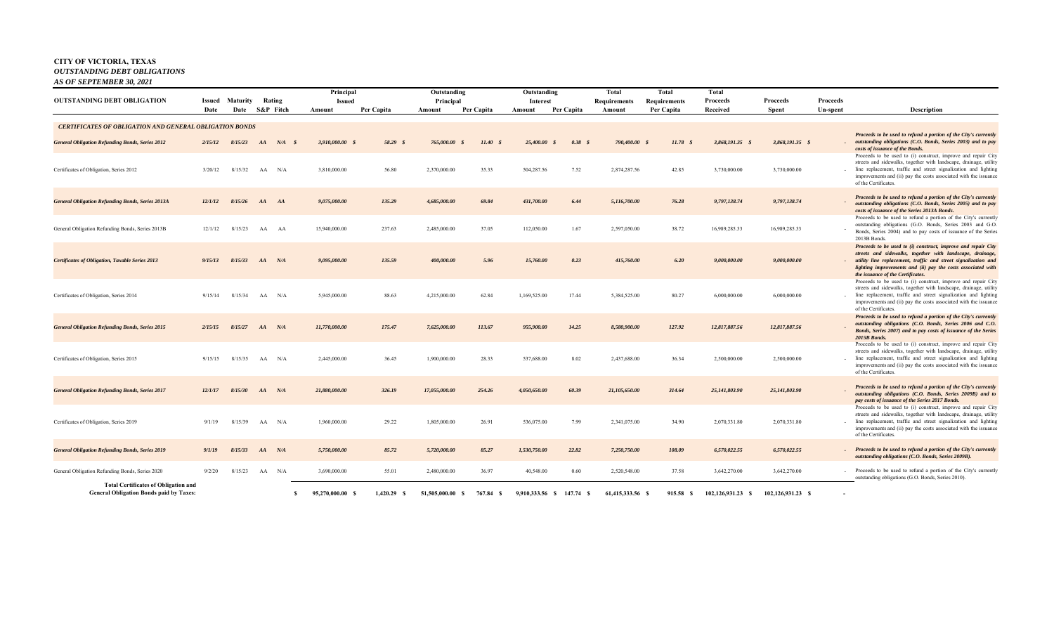**CITY OF VICTORIA, TEXAS**
***OUTSTANDING DEBT OBLIGATIONS***
***AS OF SEPTEMBER 30, 2021***

| OUTSTANDING DEBT OBLIGATION | Issued Date | Maturity Date | Rating S&P | Rating Fitch | Principal Issued Amount | Per Capita | Outstanding Principal Amount | Per Capita | Outstanding Interest Amount | Per Capita | Total Requirements Amount | Total Requirements Per Capita | Total Proceeds Received | Proceeds Spent | Proceeds Un-spent | Description |
|---|---|---|---|---|---|---|---|---|---|---|---|---|---|---|---|---|
| ***CERTIFICATES OF OBLIGATION AND GENERAL OBLIGATION BONDS*** | | | | | | | | | | | | | | | | |
| ***General Obligation Refunding Bonds, Series 2012*** | *2/15/12* | *8/15/23* | *AA* | *N/A* | *$ 3,910,000.00* | *$ 58.29* | *$ 765,000.00* | *$ 11.40* | *$ 25,400.00* | *$ 0.38* | *$ 790,400.00* | *$ 11.78* | *$ 3,868,191.35* | *$ 3,868,191.35* | *-* | ***Proceeds to be used to refund a portion of the City's currently outstanding obligations (C.O. Bonds, Series 2003) and to pay costs of issuance of the Bonds.*** |
| Certificates of Obligation, Series 2012 | 3/20/12 | 8/15/32 | AA | N/A | 3,810,000.00 | 56.80 | 2,370,000.00 | 35.33 | 504,287.56 | 7.52 | 2,874,287.56 | 42.85 | 3,730,000.00 | 3,730,000.00 | - | Proceeds to be used to (i) construct, improve and repair City streets and sidewalks, together with landscape, drainage, utility line replacement, traffic and street signalization and lighting improvements and (ii) pay the costs associated with the issuance of the Certificates. |
| ***General Obligation Refunding Bonds, Series 2013A*** | *12/1/12* | *8/15/26* | *AA* | *AA* | *9,075,000.00* | *135.29* | *4,685,000.00* | *69.84* | *431,700.00* | *6.44* | *5,116,700.00* | *76.28* | *9,797,138.74* | *9,797,138.74* | *-* | ***Proceeds to be used to refund a portion of the City's currently outstanding obligations (C.O. Bonds, Series 2005) and to pay costs of issuance of the Series 2013A Bonds.*** |
| General Obligation Refunding Bonds, Series 2013B | 12/1/12 | 8/15/23 | AA | AA | 15,940,000.00 | 237.63 | 2,485,000.00 | 37.05 | 112,050.00 | 1.67 | 2,597,050.00 | 38.72 | 16,989,285.33 | 16,989,285.33 | - | Proceeds to be used to refund a portion of the City's currently outstanding obligations (G.O. Bonds, Series 2003 and G.O. Bonds, Series 2004) and to pay costs of issuance of the Series 2013B Bonds. |
| ***Certificates of Obligation, Taxable Series 2013*** | *9/15/13* | *8/15/33* | *AA* | *N/A* | *9,095,000.00* | *135.59* | *400,000.00* | *5.96* | *15,760.00* | *0.23* | *415,760.00* | *6.20* | *9,000,000.00* | *9,000,000.00* | *-* | ***Proceeds to be used to (i) construct, improve and repair City streets and sidewalks, together with landscape, drainage, utility line replacement, traffic and street signalization and lighting improvements and (ii) pay the costs associated with the issuance of the Certificates.*** |
| Certificates of Obligation, Series 2014 | 9/15/14 | 8/15/34 | AA | N/A | 5,945,000.00 | 88.63 | 4,215,000.00 | 62.84 | 1,169,525.00 | 17.44 | 5,384,525.00 | 80.27 | 6,000,000.00 | 6,000,000.00 | - | Proceeds to be used to (i) construct, improve and repair City streets and sidewalks, together with landscape, drainage, utility line replacement, traffic and street signalization and lighting improvements and (ii) pay the costs associated with the issuance of the Certificates. |
| ***General Obligation Refunding Bonds, Series 2015*** | *2/15/15* | *8/15/27* | *AA* | *N/A* | *11,770,000.00* | *175.47* | *7,625,000.00* | *113.67* | *955,900.00* | *14.25* | *8,580,900.00* | *127.92* | *12,817,887.56* | *12,817,887.56* | *-* | ***Proceeds to be used to refund a portion of the City's currently outstanding obligations (C.O. Bonds, Series 2006 and C.O. Bonds, Series 2007) and to pay costs of issuance of the Series 2015B Bonds.*** |
| Certificates of Obligation, Series 2015 | 9/15/15 | 8/15/35 | AA | N/A | 2,445,000.00 | 36.45 | 1,900,000.00 | 28.33 | 537,688.00 | 8.02 | 2,437,688.00 | 36.34 | 2,500,000.00 | 2,500,000.00 | - | Proceeds to be used to (i) construct, improve and repair City streets and sidewalks, together with landscape, drainage, utility line replacement, traffic and street signalization and lighting improvements and (ii) pay the costs associated with the issuance of the Certificates. |
| ***General Obligation Refunding Bonds, Series 2017*** | *12/1/17* | *8/15/30* | *AA* | *N/A* | *21,880,000.00* | *326.19* | *17,055,000.00* | *254.26* | *4,050,650.00* | *60.39* | *21,105,650.00* | *314.64* | *25,141,803.90* | *25,141,803.90* | *-* | ***Proceeds to be used to refund a portion of the City's currently outstanding obligations (C.O. Bonds, Series 2009B) and to pay costs of issuance of the Series 2017 Bonds.*** |
| Certificates of Obligation, Series 2019 | 9/1/19 | 8/15/39 | AA | N/A | 1,960,000.00 | 29.22 | 1,805,000.00 | 26.91 | 536,075.00 | 7.99 | 2,341,075.00 | 34.90 | 2,070,331.80 | 2,070,331.80 | - | Proceeds to be used to (i) construct, improve and repair City streets and sidewalks, together with landscape, drainage, utility line replacement, traffic and street signalization and lighting improvements and (ii) pay the costs associated with the issuance of the Certificates. |
| ***General Obligation Refunding Bonds, Series 2019*** | *9/1/19* | *8/15/33* | *AA* | *N/A* | *5,750,000.00* | *85.72* | *5,720,000.00* | *85.27* | *1,530,750.00* | *22.82* | *7,250,750.00* | *108.09* | *6,570,022.55* | *6,570,022.55* | *-* | ***Proceeds to be used to refund a portion of the City's currently outstanding obligations (C.O. Bonds, Series 2009B).*** |
| General Obligation Refunding Bonds, Series 2020 | 9/2/20 | 8/15/23 | AA | N/A | 3,690,000.00 | 55.01 | 2,480,000.00 | 36.97 | 40,548.00 | 0.60 | 2,520,548.00 | 37.58 | 3,642,270.00 | 3,642,270.00 | - | Proceeds to be used to refund a portion of the City's currently outstanding obligations (G.O. Bonds, Series 2010). |
| **Total Certificates of Obligation and General Obligation Bonds paid by Taxes:** | | | | | **$ 95,270,000.00** | **$ 1,420.29** | **$ 51,505,000.00** | **$ 767.84** | **$ 9,910,333.56** | **$ 147.74** | **$ 61,415,333.56** | **$ 915.58** | **$ 102,126,931.23** | **$ 102,126,931.23** | **$ -** | |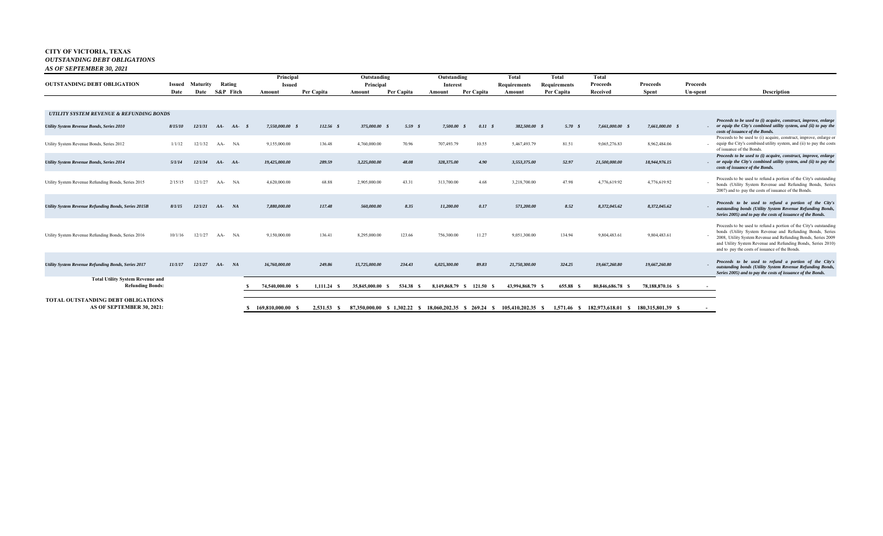**CITY OF VICTORIA, TEXAS**
***OUTSTANDING DEBT OBLIGATIONS***
***AS OF SEPTEMBER 30, 2021***

| OUTSTANDING DEBT OBLIGATION | Issued Date | Maturity Date | Rating S&P | Rating Fitch | Principal Issued Amount | Per Capita | Outstanding Principal Amount | Per Capita | Outstanding Interest Amount | Per Capita | Total Requirements Amount | Total Requirements Per Capita | Total Proceeds Received | Proceeds Spent | Proceeds Un-spent | Description |
|---|---|---|---|---|---|---|---|---|---|---|---|---|---|---|---|---|
| ***UTILITY SYSTEM REVENUE & REFUNDING BONDS*** | | | | | | | | | | | | | | | | |
| *Utility System Revenue Bonds, Series 2010* | *8/15/10* | *12/1/31* | *AA-* | *AA-* | *$ 7,550,000.00* | *$ 112.56* | *$ 375,000.00* | *$ 5.59* | *$ 7,500.00* | *$ 0.11* | *$ 382,500.00* | *$ 5.70* | *$ 7,661,000.00* | *$ 7,661,000.00* | *$ -* | *Proceeds to be used to (i) acquire, construct, improve, enlarge or equip the City's combined utility system, and (ii) to pay the costs of issuance of the Bonds.* |
| Utility System Revenue Bonds, Series 2012 | 1/1/12 | 12/1/32 | AA- | NA | 9,155,000.00 | 136.48 | 4,760,000.00 | 70.96 | 707,493.79 | 10.55 | 5,467,493.79 | 81.51 | 9,065,276.83 | 8,962,484.06 | - | Proceeds to be used to (i) acquire, construct, improve, enlarge or equip the City's combined utility system, and (ii) to pay the costs of issuance of the Bonds. |
| *Utility System Revenue Bonds, Series 2014* | *5/1/14* | *12/1/34* | *AA-* | *AA-* | *19,425,000.00* | *289.59* | *3,225,000.00* | *48.08* | *328,375.00* | *4.90* | *3,553,375.00* | *52.97* | *21,500,000.00* | *18,944,976.15* | *-* | *Proceeds to be used to (i) acquire, construct, improve, enlarge or equip the City's combined utility system, and (ii) to pay the costs of issuance of the Bonds.* |
| Utility System Revenue Refunding Bonds, Series 2015 | 2/15/15 | 12/1/27 | AA- | NA | 4,620,000.00 | 68.88 | 2,905,000.00 | 43.31 | 313,700.00 | 4.68 | 3,218,700.00 | 47.98 | 4,776,619.92 | 4,776,619.92 | - | Proceeds to be used to refund a portion of the City's outstanding bonds (Utility System Revenue and Refunding Bonds, Series 2007) and to pay the costs of issuance of the Bonds. |
| *Utility System Revenue Refunding Bonds, Series 2015B* | *8/1/15* | *12/1/21* | *AA-* | *NA* | *7,880,000.00* | *117.48* | *560,000.00* | *8.35* | *11,200.00* | *0.17* | *571,200.00* | *8.52* | *8,372,045.62* | *8,372,045.62* | *-* | *Proceeds to be used to refund a portion of the City's outstanding bonds (Utility System Revenue Refunding Bonds, Series 2005) and to pay the costs of issuance of the Bonds.* |
| Utility System Revenue Refunding Bonds, Series 2016 | 10/1/16 | 12/1/27 | AA- | NA | 9,150,000.00 | 136.41 | 8,295,000.00 | 123.66 | 756,300.00 | 11.27 | 9,051,300.00 | 134.94 | 9,804,483.61 | 9,804,483.61 | - | Proceeds to be used to refund a portion of the City's outstanding bonds (Utility System Revenue and Refunding Bonds, Series 2008, Utility System Revenue and Refunding Bonds, Series 2009 and Utility System Revenue and Refunding Bonds, Series 2010) and to pay the costs of issuance of the Bonds. |
| *Utility System Revenue Refunding Bonds, Series 2017* | *11/1/17* | *12/1/27* | *AA-* | *NA* | *16,760,000.00* | *249.86* | *15,725,000.00* | *234.43* | *6,025,300.00* | *89.83* | *21,750,300.00* | *324.25* | *19,667,260.80* | *19,667,260.80* | *-* | *Proceeds to be used to refund a portion of the City's outstanding bonds (Utility System Revenue Refunding Bonds, Series 2005) and to pay the costs of issuance of the Bonds.* |
| **Total Utility System Revenue and Refunding Bonds:** | | | | | **$ 74,540,000.00** | **$ 1,111.24** | **$ 35,845,000.00** | **$ 534.38** | **$ 8,149,868.79** | **$ 121.50** | **$ 43,994,868.79** | **$ 655.88** | **$ 80,846,686.78** | **$ 78,188,870.16** | **$ -** | |
| **TOTAL OUTSTANDING DEBT OBLIGATIONS AS OF SEPTEMBER 30, 2021:** | | | | | **$ 169,810,000.00** | **$ 2,531.53** | **$ 87,350,000.00** | **$ 1,302.22** | **$ 18,060,202.35** | **$ 269.24** | **$ 105,410,202.35** | **$ 1,571.46** | **$ 182,973,618.01** | **$ 180,315,801.39** | **$ -** | |